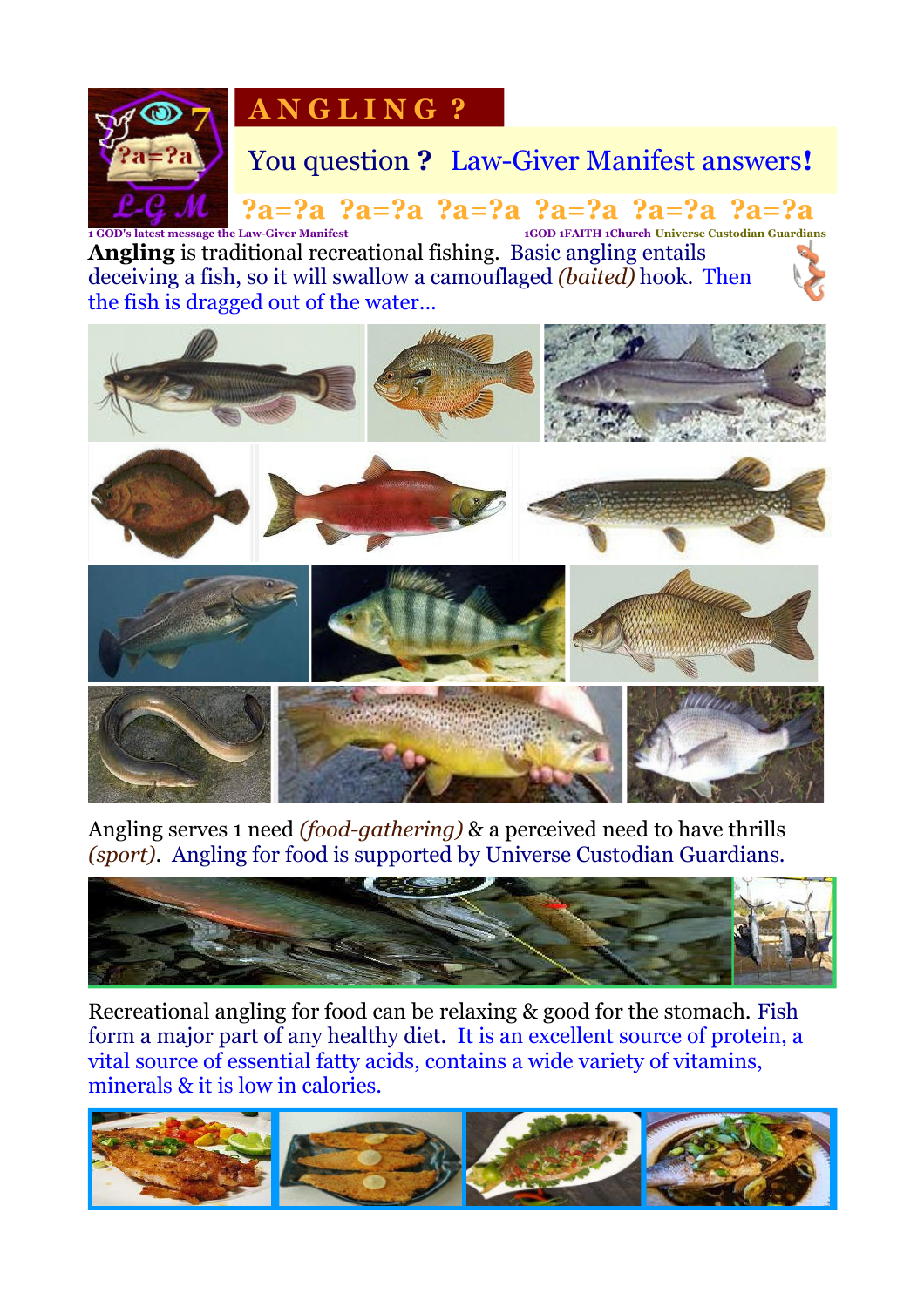# ANGLING ?

You question ? Law-Giver Manifest answers!

?a=?a ?a=?a ?a=?a ?a=?a ?a=?a ?a=?a

1 GOD's latest message the Law-Giver Manifest 1GOD 1FAITH 1Church Universe Custodian Guardians

**Angling** is traditional recreational fishing. Basic angling entails deceiving a fish, so it will swallow a camouflaged *(baited)* hook. Then the fish is dragged out of the water…

Angling serves 1 need *(food-gathering)* & a perceived need to have thrills *(sport)*. Angling for food is supported by Universe Custodian Guardians.

Recreational angling for food can be relaxing & good for the stomach. Fish form a major part of any healthy diet. It is an excellent source of protein, a vital source of essential fatty acids, contains a wide variety of vitamins, minerals & it is low in calories.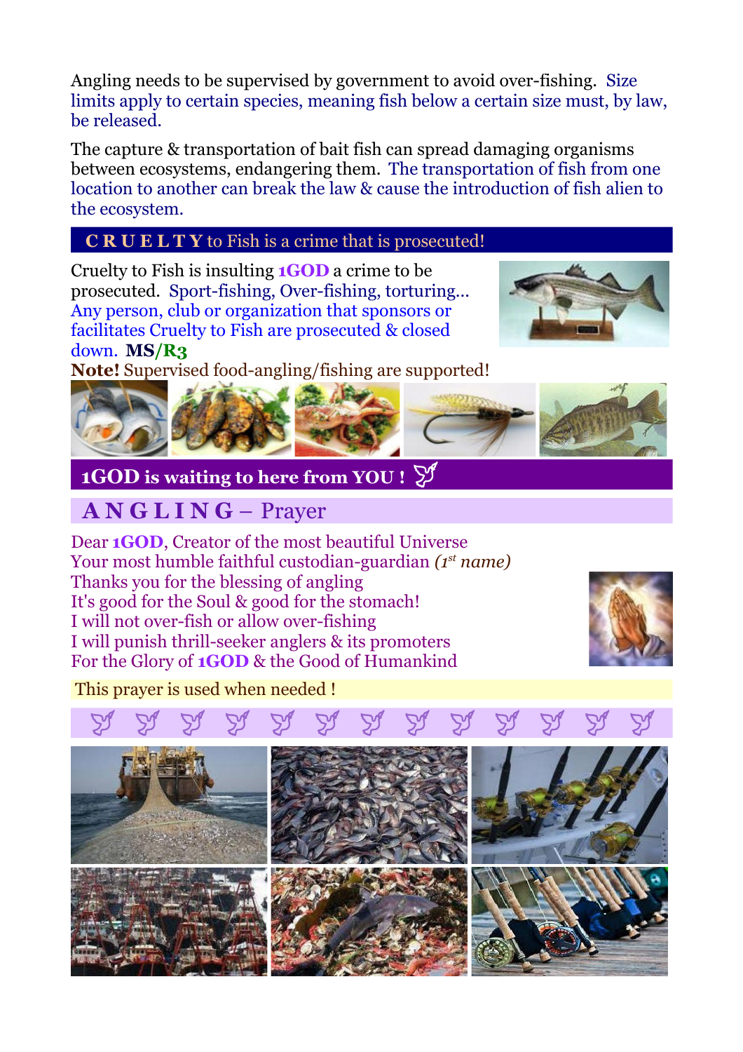Angling needs to be supervised by government to avoid over-fishing. Size limits apply to certain species, meaning fish below a certain size must, by law, be released.

The capture & transportation of bait fish can spread damaging organisms between ecosystems, endangering them. The transportation of fish from one location to another can break the law & cause the introduction of fish alien to the ecosystem.

## C R U E L T Y to Fish is a crime that is prosecuted!

Cruelty to Fish is insulting **1GOD** a crime to be prosecuted. Sport-fishing, Over-fishing, torturing… Any person, club or organization that sponsors or facilitates Cruelty to Fish are prosecuted & closed down. **MS/R3**

**Note!** Supervised food-angling/fishing are supported!

## 1GOD is waiting to here from YOU !

## A N G L I N G – Prayer

Dear **1GOD**, Creator of the most beautiful Universe
Your most humble faithful custodian-guardian *(1st name)*
Thanks you for the blessing of angling
It's good for the Soul & good for the stomach!
I will not over-fish or allow over-fishing
I will punish thrill-seeker anglers & its promoters
For the Glory of **1GOD** & the Good of Humankind

This prayer is used when needed !